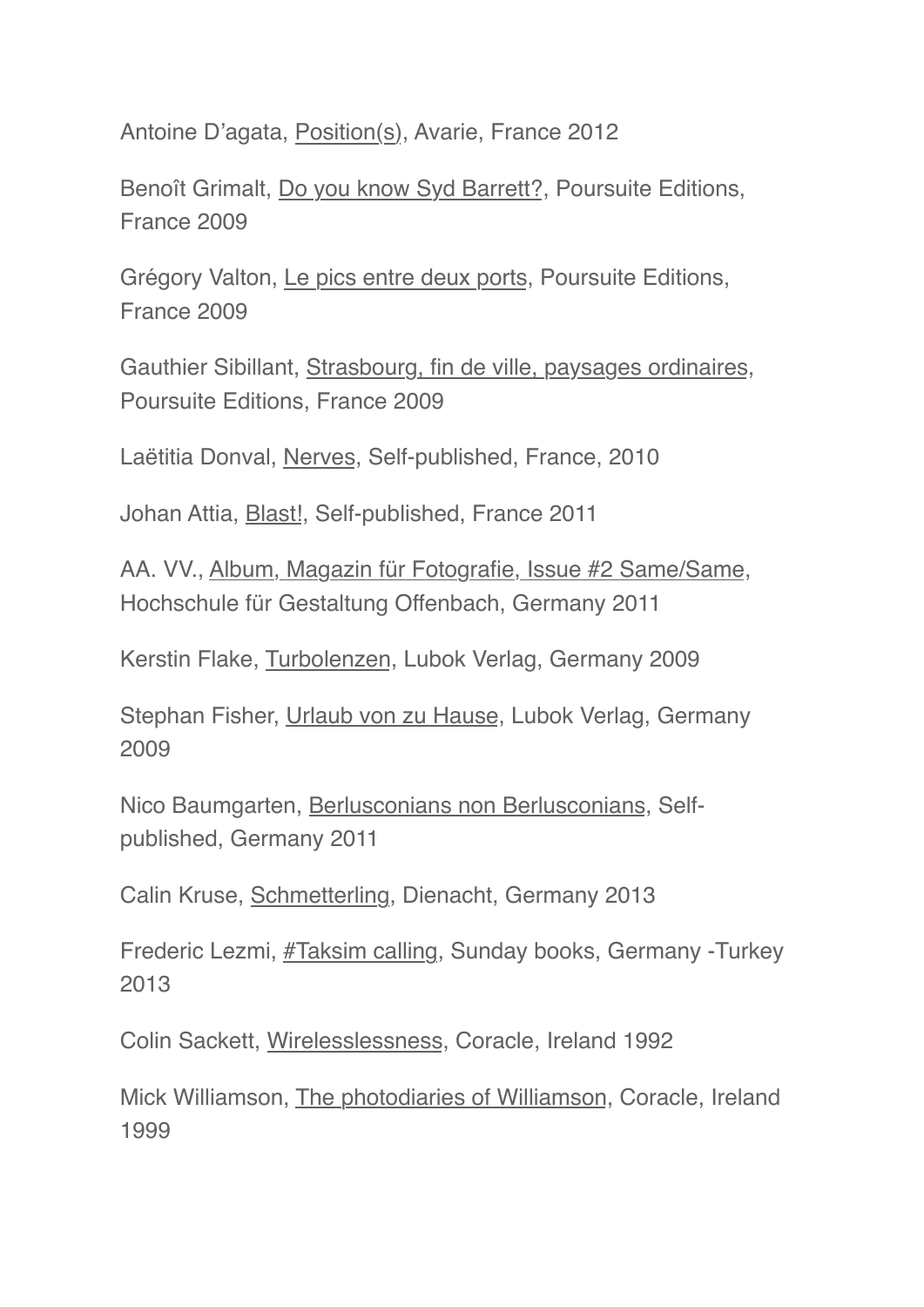Antoine D'agata, Position(s), Avarie, France 2012

Benoît Grimalt, Do you know Syd Barrett?, Poursuite Editions, France 2009

Grégory Valton, Le pics entre deux ports, Poursuite Editions, France 2009

Gauthier Sibillant, Strasbourg, fin de ville, paysages ordinaires, Poursuite Editions, France 2009

Laëtitia Donval, Nerves, Self-published, France, 2010

Johan Attia, Blast!, Self-published, France 2011

AA. VV., Album, Magazin für Fotografie, Issue #2 Same/Same, Hochschule für Gestaltung Offenbach, Germany 2011

Kerstin Flake, Turbolenzen, Lubok Verlag, Germany 2009

Stephan Fisher, Urlaub von zu Hause, Lubok Verlag, Germany 2009

Nico Baumgarten, Berlusconians non Berlusconians, Self-published, Germany 2011

Calin Kruse, Schmetterling, Dienacht, Germany 2013

Frederic Lezmi, #Taksim calling, Sunday books, Germany -Turkey 2013

Colin Sackett, Wirelesslessness, Coracle, Ireland 1992

Mick Williamson, The photodiaries of Williamson, Coracle, Ireland 1999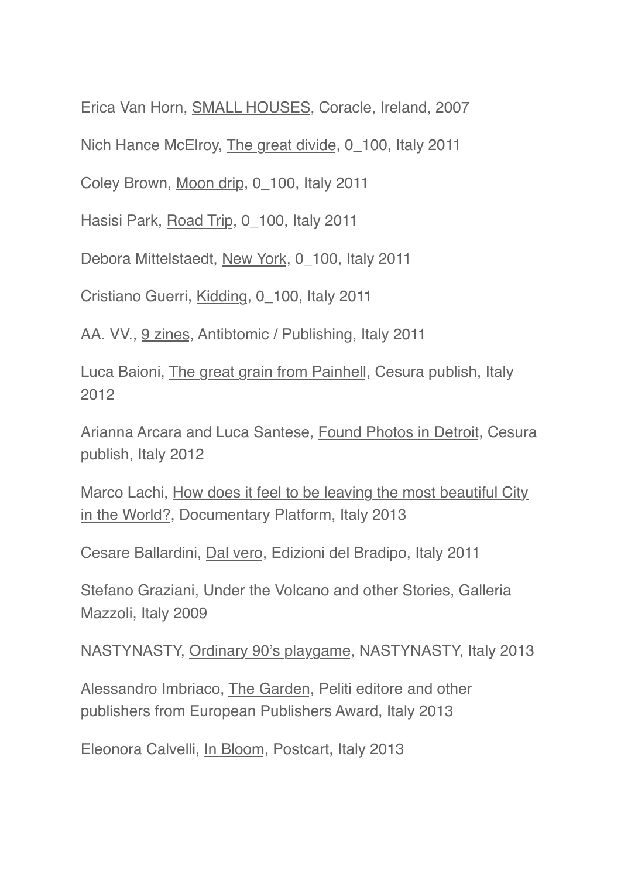Erica Van Horn, SMALL HOUSES, Coracle, Ireland, 2007

Nich Hance McElroy, The great divide, 0_100, Italy 2011

Coley Brown, Moon drip, 0_100, Italy 2011

Hasisi Park, Road Trip, 0_100, Italy 2011

Debora Mittelstaedt, New York, 0_100, Italy 2011

Cristiano Guerri, Kidding, 0_100, Italy 2011

AA. VV., 9 zines, Antibtomic / Publishing, Italy 2011

Luca Baioni, The great grain from Painhell, Cesura publish, Italy 2012

Arianna Arcara and Luca Santese, Found Photos in Detroit, Cesura publish, Italy 2012

Marco Lachi, How does it feel to be leaving the most beautiful City in the World?, Documentary Platform, Italy 2013

Cesare Ballardini, Dal vero, Edizioni del Bradipo, Italy 2011

Stefano Graziani, Under the Volcano and other Stories, Galleria Mazzoli, Italy 2009

NASTYNASTY, Ordinary 90's playgame, NASTYNASTY, Italy 2013

Alessandro Imbriaco, The Garden, Peliti editore and other publishers from European Publishers Award, Italy 2013

Eleonora Calvelli, In Bloom, Postcart, Italy 2013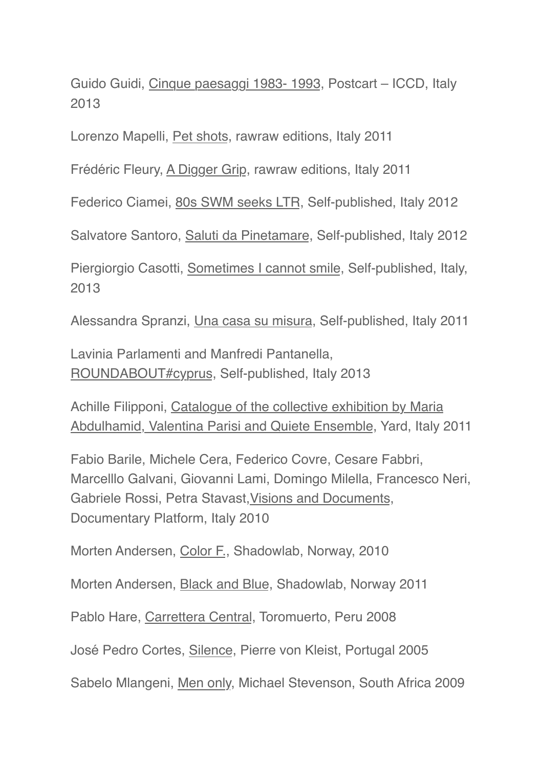Guido Guidi, Cinque paesaggi 1983- 1993, Postcart – ICCD, Italy 2013

Lorenzo Mapelli, Pet shots, rawraw editions, Italy 2011

Frédéric Fleury, A Digger Grip, rawraw editions, Italy 2011

Federico Ciamei, 80s SWM seeks LTR, Self-published, Italy 2012

Salvatore Santoro, Saluti da Pinetamare, Self-published, Italy 2012

Piergiorgio Casotti, Sometimes I cannot smile, Self-published, Italy, 2013

Alessandra Spranzi, Una casa su misura, Self-published, Italy 2011

Lavinia Parlamenti and Manfredi Pantanella, ROUNDABOUT#cyprus, Self-published, Italy 2013

Achille Filipponi, Catalogue of the collective exhibition by Maria Abdulhamid, Valentina Parisi and Quiete Ensemble, Yard, Italy 2011

Fabio Barile, Michele Cera, Federico Covre, Cesare Fabbri, Marcelllo Galvani, Giovanni Lami, Domingo Milella, Francesco Neri, Gabriele Rossi, Petra Stavast,Visions and Documents, Documentary Platform, Italy 2010

Morten Andersen, Color F., Shadowlab, Norway, 2010

Morten Andersen, Black and Blue, Shadowlab, Norway 2011

Pablo Hare, Carrettera Central, Toromuerto, Peru 2008

José Pedro Cortes, Silence, Pierre von Kleist, Portugal 2005

Sabelo Mlangeni, Men only, Michael Stevenson, South Africa 2009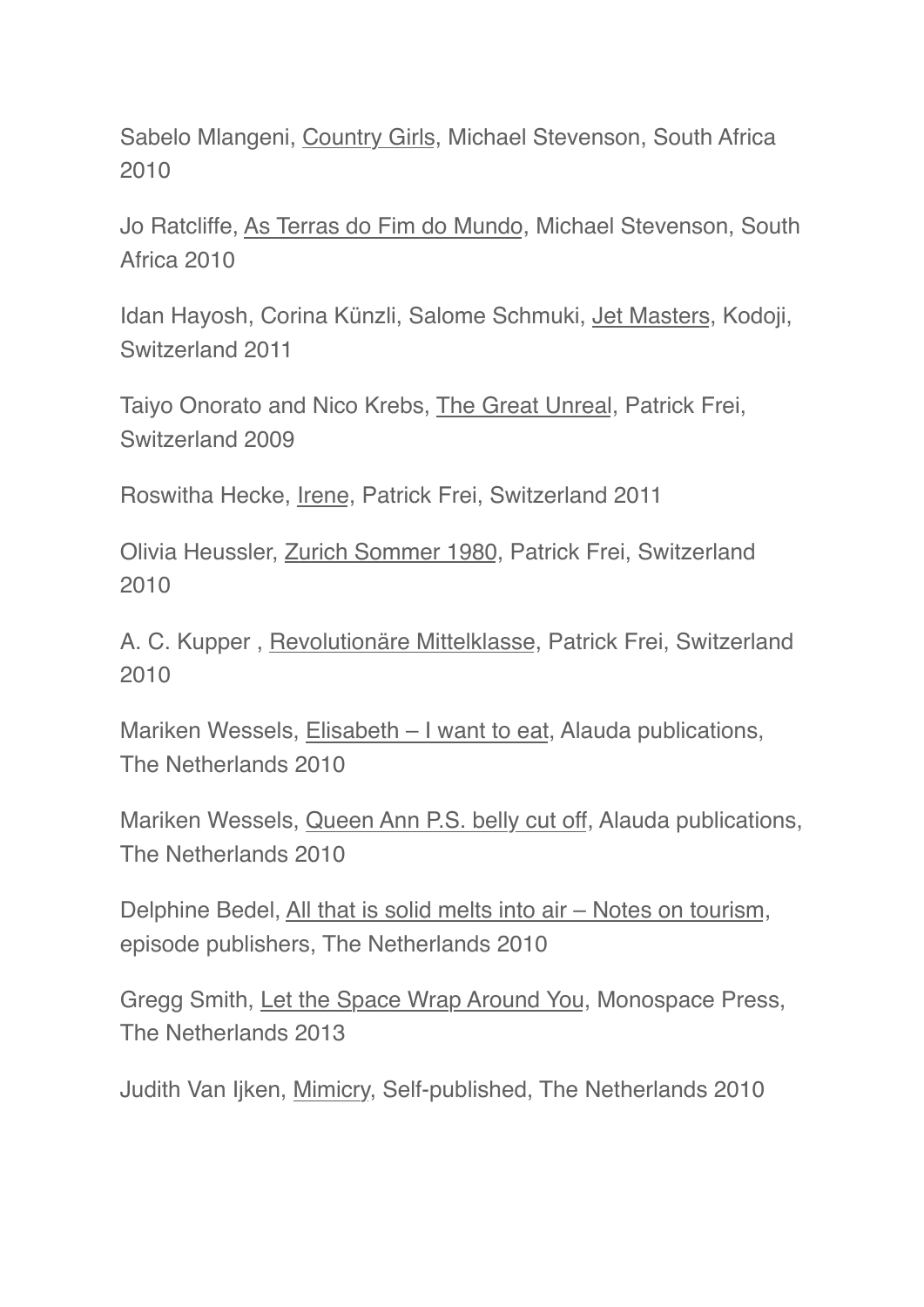Sabelo Mlangeni, Country Girls, Michael Stevenson, South Africa 2010

Jo Ratcliffe, As Terras do Fim do Mundo, Michael Stevenson, South Africa 2010

Idan Hayosh, Corina Künzli, Salome Schmuki, Jet Masters, Kodoji, Switzerland 2011

Taiyo Onorato and Nico Krebs, The Great Unreal, Patrick Frei, Switzerland 2009

Roswitha Hecke, Irene, Patrick Frei, Switzerland 2011

Olivia Heussler, Zurich Sommer 1980, Patrick Frei, Switzerland 2010

A. C. Kupper , Revolutionäre Mittelklasse, Patrick Frei, Switzerland 2010

Mariken Wessels, Elisabeth – I want to eat, Alauda publications, The Netherlands 2010

Mariken Wessels, Queen Ann P.S. belly cut off, Alauda publications, The Netherlands 2010

Delphine Bedel, All that is solid melts into air – Notes on tourism, episode publishers, The Netherlands 2010

Gregg Smith, Let the Space Wrap Around You, Monospace Press, The Netherlands 2013

Judith Van Ijken, Mimicry, Self-published, The Netherlands 2010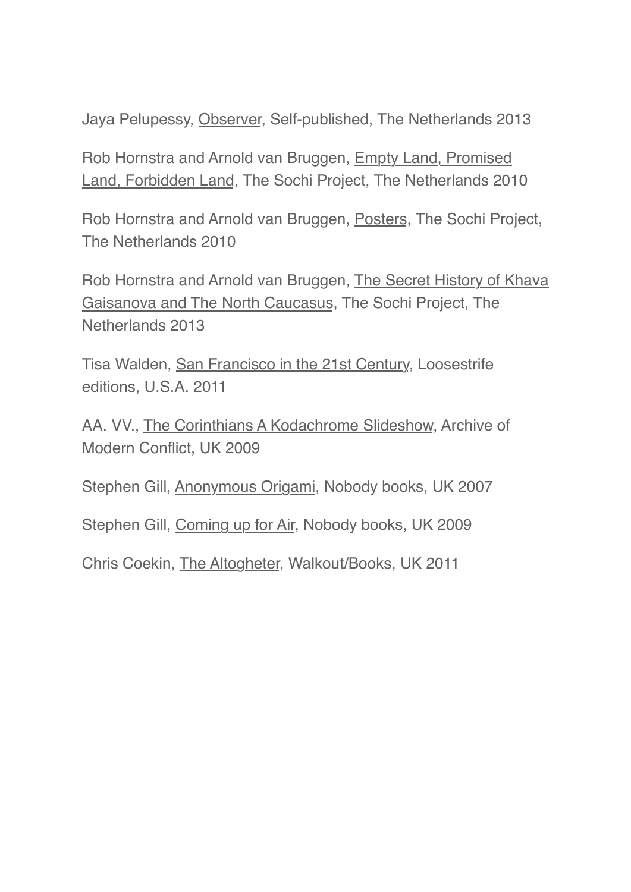Jaya Pelupessy, Observer, Self-published, The Netherlands 2013

Rob Hornstra and Arnold van Bruggen, Empty Land, Promised Land, Forbidden Land, The Sochi Project, The Netherlands 2010

Rob Hornstra and Arnold van Bruggen, Posters, The Sochi Project, The Netherlands 2010

Rob Hornstra and Arnold van Bruggen, The Secret History of Khava Gaisanova and The North Caucasus, The Sochi Project, The Netherlands 2013

Tisa Walden, San Francisco in the 21st Century, Loosestrife editions, U.S.A. 2011

AA. VV., The Corinthians A Kodachrome Slideshow, Archive of Modern Conflict, UK 2009

Stephen Gill, Anonymous Origami, Nobody books, UK 2007

Stephen Gill, Coming up for Air, Nobody books, UK 2009

Chris Coekin, The Altogheter, Walkout/Books, UK 2011